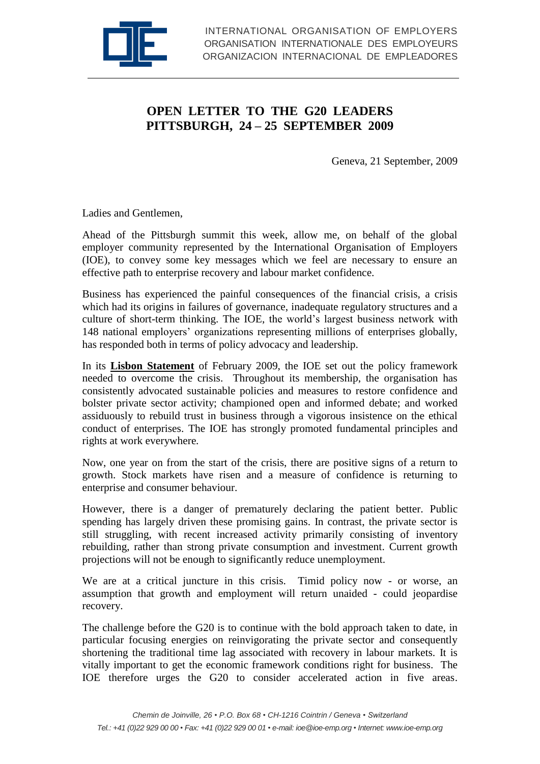INTERNATIONAL ORGANISATION OF EMPLOYERS
ORGANISATION INTERNATIONALE DES EMPLOYEURS
ORGANIZACION INTERNACIONAL DE EMPLEADORES

# OPEN LETTER TO THE G20 LEADERS
# PITTSBURGH, 24 – 25 SEPTEMBER 2009

Geneva, 21 September, 2009

Ladies and Gentlemen,

Ahead of the Pittsburgh summit this week, allow me, on behalf of the global employer community represented by the International Organisation of Employers (IOE), to convey some key messages which we feel are necessary to ensure an effective path to enterprise recovery and labour market confidence.

Business has experienced the painful consequences of the financial crisis, a crisis which had its origins in failures of governance, inadequate regulatory structures and a culture of short-term thinking. The IOE, the world's largest business network with 148 national employers' organizations representing millions of enterprises globally, has responded both in terms of policy advocacy and leadership.

In its **Lisbon Statement** of February 2009, the IOE set out the policy framework needed to overcome the crisis. Throughout its membership, the organisation has consistently advocated sustainable policies and measures to restore confidence and bolster private sector activity; championed open and informed debate; and worked assiduously to rebuild trust in business through a vigorous insistence on the ethical conduct of enterprises. The IOE has strongly promoted fundamental principles and rights at work everywhere.

Now, one year on from the start of the crisis, there are positive signs of a return to growth. Stock markets have risen and a measure of confidence is returning to enterprise and consumer behaviour.

However, there is a danger of prematurely declaring the patient better. Public spending has largely driven these promising gains. In contrast, the private sector is still struggling, with recent increased activity primarily consisting of inventory rebuilding, rather than strong private consumption and investment. Current growth projections will not be enough to significantly reduce unemployment.

We are at a critical juncture in this crisis. Timid policy now - or worse, an assumption that growth and employment will return unaided - could jeopardise recovery.

The challenge before the G20 is to continue with the bold approach taken to date, in particular focusing energies on reinvigorating the private sector and consequently shortening the traditional time lag associated with recovery in labour markets. It is vitally important to get the economic framework conditions right for business. The IOE therefore urges the G20 to consider accelerated action in five areas.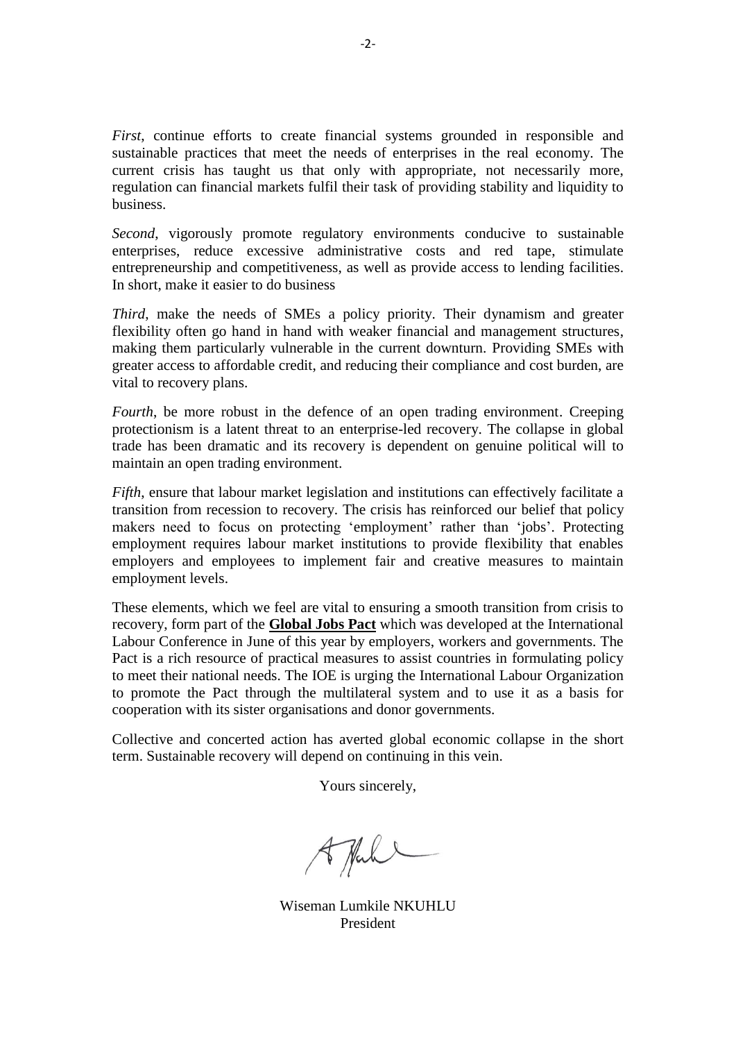*First*, continue efforts to create financial systems grounded in responsible and sustainable practices that meet the needs of enterprises in the real economy. The current crisis has taught us that only with appropriate, not necessarily more, regulation can financial markets fulfil their task of providing stability and liquidity to business.

*Second*, vigorously promote regulatory environments conducive to sustainable enterprises, reduce excessive administrative costs and red tape, stimulate entrepreneurship and competitiveness, as well as provide access to lending facilities. In short, make it easier to do business

*Third*, make the needs of SMEs a policy priority. Their dynamism and greater flexibility often go hand in hand with weaker financial and management structures, making them particularly vulnerable in the current downturn. Providing SMEs with greater access to affordable credit, and reducing their compliance and cost burden, are vital to recovery plans.

*Fourth*, be more robust in the defence of an open trading environment. Creeping protectionism is a latent threat to an enterprise-led recovery. The collapse in global trade has been dramatic and its recovery is dependent on genuine political will to maintain an open trading environment.

*Fifth*, ensure that labour market legislation and institutions can effectively facilitate a transition from recession to recovery. The crisis has reinforced our belief that policy makers need to focus on protecting 'employment' rather than 'jobs'. Protecting employment requires labour market institutions to provide flexibility that enables employers and employees to implement fair and creative measures to maintain employment levels.

These elements, which we feel are vital to ensuring a smooth transition from crisis to recovery, form part of the **Global Jobs Pact** which was developed at the International Labour Conference in June of this year by employers, workers and governments. The Pact is a rich resource of practical measures to assist countries in formulating policy to meet their national needs. The IOE is urging the International Labour Organization to promote the Pact through the multilateral system and to use it as a basis for cooperation with its sister organisations and donor governments.

Collective and concerted action has averted global economic collapse in the short term. Sustainable recovery will depend on continuing in this vein.

Yours sincerely,

Wiseman Lumkile NKUHLU
President